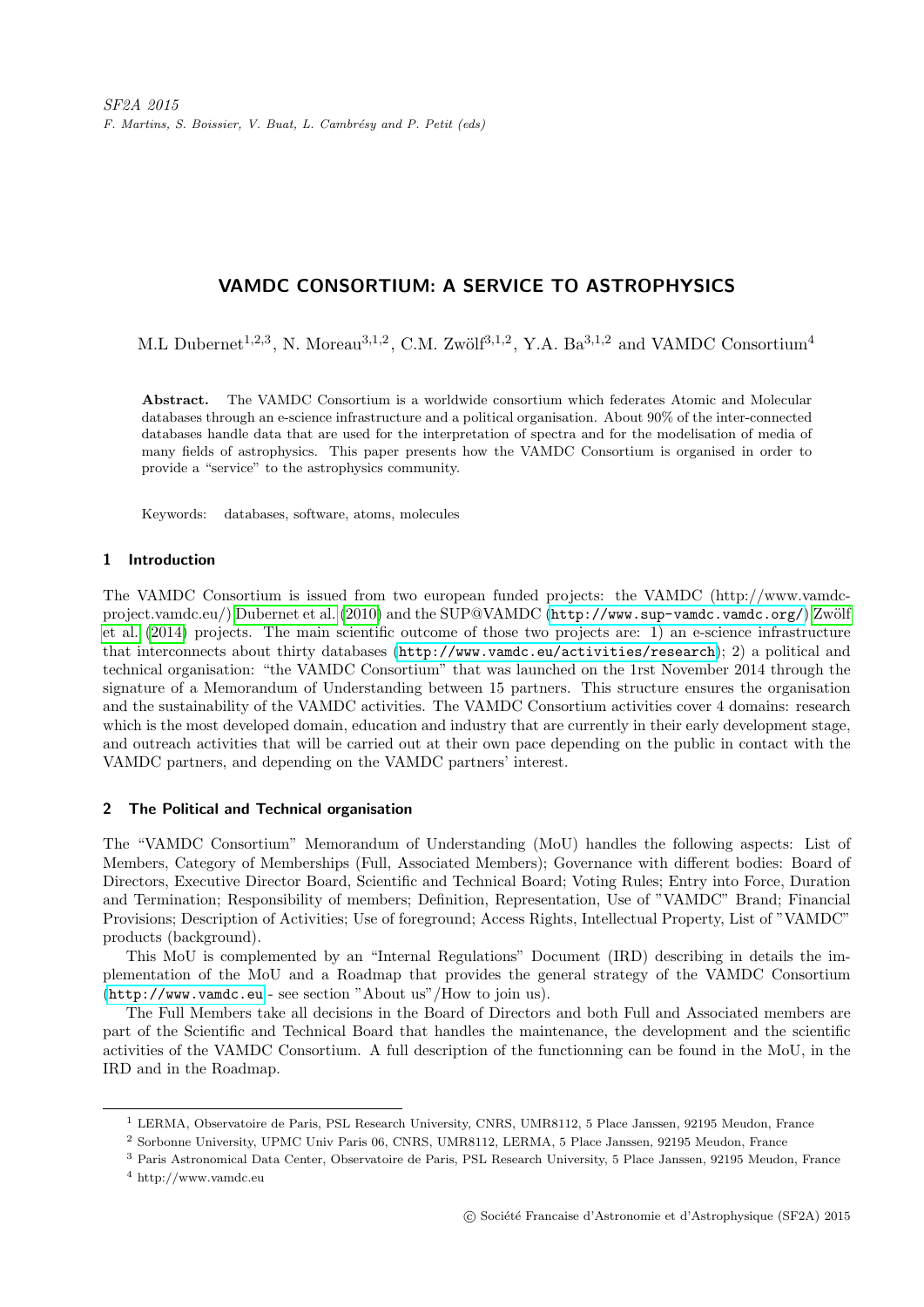# VAMDC CONSORTIUM: A SERVICE TO ASTROPHYSICS

M.L Dubernet[1,2,3], N. Moreau[3,1,2], C.M. Zwölf[3,1,2], Y.A. Ba[3,1,2] and VAMDC Consortium[4]

**Abstract.** The VAMDC Consortium is a worldwide consortium which federates Atomic and Molecular databases through an e-science infrastructure and a political organisation. About 90% of the inter-connected databases handle data that are used for the interpretation of spectra and for the modelisation of media of many fields of astrophysics. This paper presents how the VAMDC Consortium is organised in order to provide a "service" to the astrophysics community.

Keywords: databases, software, atoms, molecules

## 1 Introduction

The VAMDC Consortium is issued from two european funded projects: the VAMDC (http://www.vamdc-project.vamdc.eu/) Dubernet et al. (2010) and the SUP@VAMDC (`http://www.sup-vamdc.vamdc.org/`) Zwölf et al. (2014) projects. The main scientific outcome of those two projects are: 1) an e-science infrastructure that interconnects about thirty databases (`http://www.vamdc.eu/activities/research`); 2) a political and technical organisation: "the VAMDC Consortium" that was launched on the 1rst November 2014 through the signature of a Memorandum of Understanding between 15 partners. This structure ensures the organisation and the sustainability of the VAMDC activities. The VAMDC Consortium activities cover 4 domains: research which is the most developed domain, education and industry that are currently in their early development stage, and outreach activities that will be carried out at their own pace depending on the public in contact with the VAMDC partners, and depending on the VAMDC partners' interest.

## 2 The Political and Technical organisation

The "VAMDC Consortium" Memorandum of Understanding (MoU) handles the following aspects: List of Members, Category of Memberships (Full, Associated Members); Governance with different bodies: Board of Directors, Executive Director Board, Scientific and Technical Board; Voting Rules; Entry into Force, Duration and Termination; Responsibility of members; Definition, Representation, Use of "VAMDC" Brand; Financial Provisions; Description of Activities; Use of foreground; Access Rights, Intellectual Property, List of "VAMDC" products (background).

This MoU is complemented by an "Internal Regulations" Document (IRD) describing in details the implementation of the MoU and a Roadmap that provides the general strategy of the VAMDC Consortium (`http://www.vamdc.eu` - see section "About us"/How to join us).

The Full Members take all decisions in the Board of Directors and both Full and Associated members are part of the Scientific and Technical Board that handles the maintenance, the development and the scientific activities of the VAMDC Consortium. A full description of the functionning can be found in the MoU, in the IRD and in the Roadmap.

[1] LERMA, Observatoire de Paris, PSL Research University, CNRS, UMR8112, 5 Place Janssen, 92195 Meudon, France

[2] Sorbonne University, UPMC Univ Paris 06, CNRS, UMR8112, LERMA, 5 Place Janssen, 92195 Meudon, France

[3] Paris Astronomical Data Center, Observatoire de Paris, PSL Research University, 5 Place Janssen, 92195 Meudon, France

[4] http://www.vamdc.eu

© Société Francaise d'Astronomie et d'Astrophysique (SF2A) 2015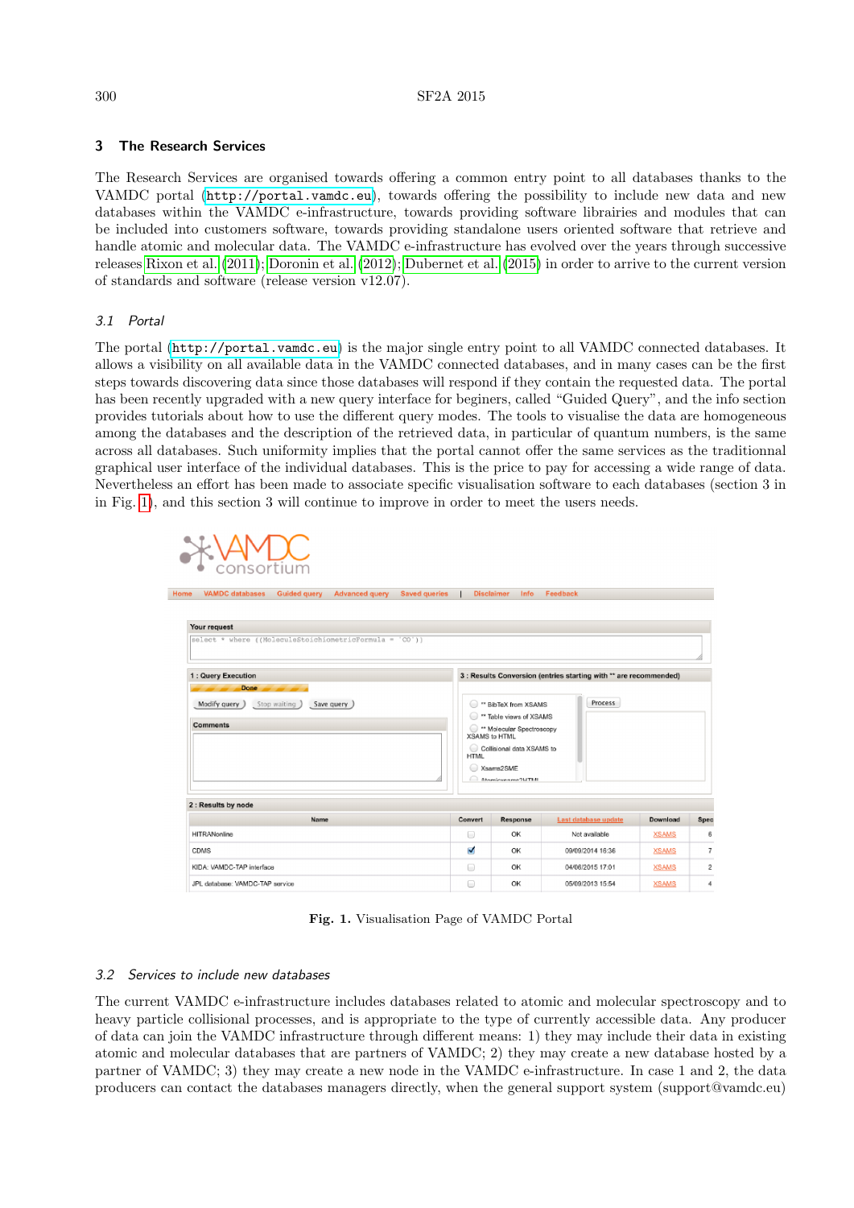## 3 The Research Services

The Research Services are organised towards offering a common entry point to all databases thanks to the VAMDC portal (http://portal.vamdc.eu), towards offering the possibility to include new data and new databases within the VAMDC e-infrastructure, towards providing software librairies and modules that can be included into customers software, towards providing standalone users oriented software that retrieve and handle atomic and molecular data. The VAMDC e-infrastructure has evolved over the years through successive releases Rixon et al. (2011); Doronin et al. (2012); Dubernet et al. (2015) in order to arrive to the current version of standards and software (release version v12.07).

### 3.1 Portal

The portal (http://portal.vamdc.eu) is the major single entry point to all VAMDC connected databases. It allows a visibility on all available data in the VAMDC connected databases, and in many cases can be the first steps towards discovering data since those databases will respond if they contain the requested data. The portal has been recently upgraded with a new query interface for beginers, called "Guided Query", and the info section provides tutorials about how to use the different query modes. The tools to visualise the data are homogeneous among the databases and the description of the retrieved data, in particular of quantum numbers, is the same across all databases. Such uniformity implies that the portal cannot offer the same services as the traditional graphical user interface of the individual databases. This is the price to pay for accessing a wide range of data. Nevertheless an effort has been made to associate specific visualisation software to each databases (section 3 in in Fig. 1), and this section 3 will continue to improve in order to meet the users needs.

**Fig. 1.** Visualisation Page of VAMDC Portal

### 3.2 Services to include new databases

The current VAMDC e-infrastructure includes databases related to atomic and molecular spectroscopy and to heavy particle collisional processes, and is appropriate to the type of currently accessible data. Any producer of data can join the VAMDC infrastructure through different means: 1) they may include their data in existing atomic and molecular databases that are partners of VAMDC; 2) they may create a new database hosted by a partner of VAMDC; 3) they may create a new node in the VAMDC e-infrastructure. In case 1 and 2, the data producers can contact the databases managers directly, when the general support system (support@vamdc.eu)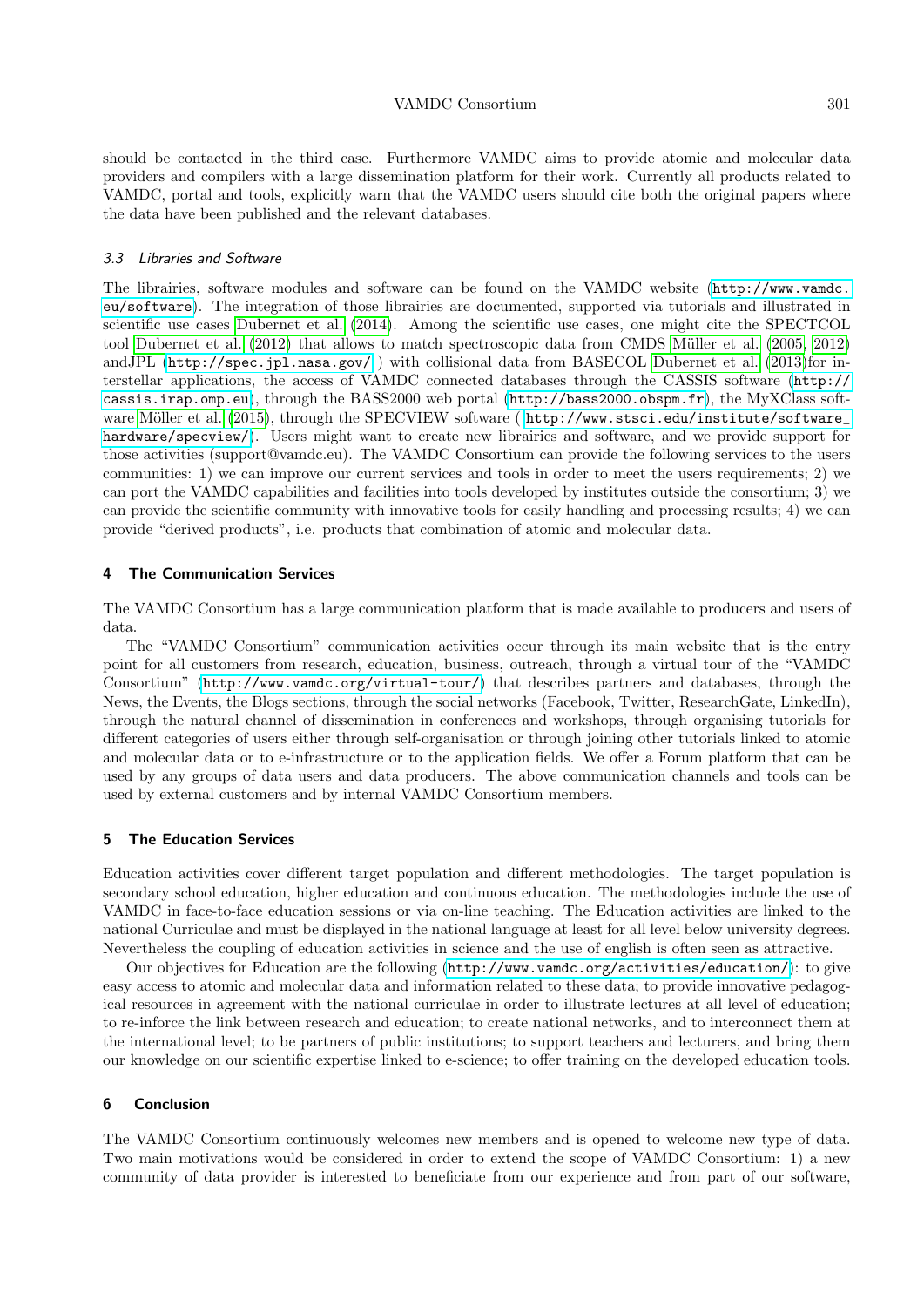should be contacted in the third case. Furthermore VAMDC aims to provide atomic and molecular data providers and compilers with a large dissemination platform for their work. Currently all products related to VAMDC, portal and tools, explicitly warn that the VAMDC users should cite both the original papers where the data have been published and the relevant databases.

### 3.3 Libraries and Software

The librairies, software modules and software can be found on the VAMDC website (http://www.vamdc.eu/software). The integration of those librairies are documented, supported via tutorials and illustrated in scientific use cases Dubernet et al. (2014). Among the scientific use cases, one might cite the SPECTCOL tool Dubernet et al. (2012) that allows to match spectroscopic data from CMDS Müller et al. (2005, 2012) andJPL (http://spec.jpl.nasa.gov/ ) with collisional data from BASECOL Dubernet et al. (2013)for interstellar applications, the access of VAMDC connected databases through the CASSIS software (http://cassis.irap.omp.eu), through the BASS2000 web portal (http://bass2000.obspm.fr), the MyXClass software Möller et al. (2015), through the SPECVIEW software ( http://www.stsci.edu/institute/software_hardware/specview/). Users might want to create new librairies and software, and we provide support for those activities (support@vamdc.eu). The VAMDC Consortium can provide the following services to the users communities: 1) we can improve our current services and tools in order to meet the users requirements; 2) we can port the VAMDC capabilities and facilities into tools developed by institutes outside the consortium; 3) we can provide the scientific community with innovative tools for easily handling and processing results; 4) we can provide "derived products", i.e. products that combination of atomic and molecular data.

## 4 The Communication Services

The VAMDC Consortium has a large communication platform that is made available to producers and users of data.

The "VAMDC Consortium" communication activities occur through its main website that is the entry point for all customers from research, education, business, outreach, through a virtual tour of the "VAMDC Consortium" (http://www.vamdc.org/virtual-tour/) that describes partners and databases, through the News, the Events, the Blogs sections, through the social networks (Facebook, Twitter, ResearchGate, LinkedIn), through the natural channel of dissemination in conferences and workshops, through organising tutorials for different categories of users either through self-organisation or through joining other tutorials linked to atomic and molecular data or to e-infrastructure or to the application fields. We offer a Forum platform that can be used by any groups of data users and data producers. The above communication channels and tools can be used by external customers and by internal VAMDC Consortium members.

## 5 The Education Services

Education activities cover different target population and different methodologies. The target population is secondary school education, higher education and continuous education. The methodologies include the use of VAMDC in face-to-face education sessions or via on-line teaching. The Education activities are linked to the national Curriculae and must be displayed in the national language at least for all level below university degrees. Nevertheless the coupling of education activities in science and the use of english is often seen as attractive.

Our objectives for Education are the following (http://www.vamdc.org/activities/education/): to give easy access to atomic and molecular data and information related to these data; to provide innovative pedagogical resources in agreement with the national curriculae in order to illustrate lectures at all level of education; to re-inforce the link between research and education; to create national networks, and to interconnect them at the international level; to be partners of public institutions; to support teachers and lecturers, and bring them our knowledge on our scientific expertise linked to e-science; to offer training on the developed education tools.

## 6 Conclusion

The VAMDC Consortium continuously welcomes new members and is opened to welcome new type of data. Two main motivations would be considered in order to extend the scope of VAMDC Consortium: 1) a new community of data provider is interested to beneficiate from our experience and from part of our software,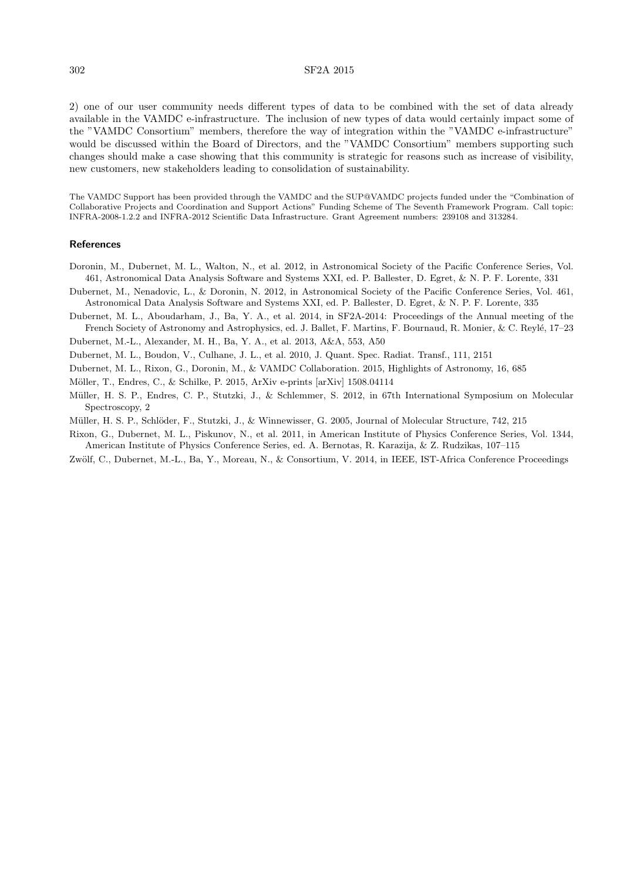2) one of our user community needs different types of data to be combined with the set of data already available in the VAMDC e-infrastructure. The inclusion of new types of data would certainly impact some of the "VAMDC Consortium" members, therefore the way of integration within the "VAMDC e-infrastructure" would be discussed within the Board of Directors, and the "VAMDC Consortium" members supporting such changes should make a case showing that this community is strategic for reasons such as increase of visibility, new customers, new stakeholders leading to consolidation of sustainability.

The VAMDC Support has been provided through the VAMDC and the SUP@VAMDC projects funded under the "Combination of Collaborative Projects and Coordination and Support Actions" Funding Scheme of The Seventh Framework Program. Call topic: INFRA-2008-1.2.2 and INFRA-2012 Scientific Data Infrastructure. Grant Agreement numbers: 239108 and 313284.

## References

Doronin, M., Dubernet, M. L., Walton, N., et al. 2012, in Astronomical Society of the Pacific Conference Series, Vol. 461, Astronomical Data Analysis Software and Systems XXI, ed. P. Ballester, D. Egret, & N. P. F. Lorente, 331

Dubernet, M., Nenadovic, L., & Doronin, N. 2012, in Astronomical Society of the Pacific Conference Series, Vol. 461, Astronomical Data Analysis Software and Systems XXI, ed. P. Ballester, D. Egret, & N. P. F. Lorente, 335

Dubernet, M. L., Aboudarham, J., Ba, Y. A., et al. 2014, in SF2A-2014: Proceedings of the Annual meeting of the French Society of Astronomy and Astrophysics, ed. J. Ballet, F. Martins, F. Bournaud, R. Monier, & C. Reylé, 17–23

Dubernet, M.-L., Alexander, M. H., Ba, Y. A., et al. 2013, A&A, 553, A50

Dubernet, M. L., Boudon, V., Culhane, J. L., et al. 2010, J. Quant. Spec. Radiat. Transf., 111, 2151

Dubernet, M. L., Rixon, G., Doronin, M., & VAMDC Collaboration. 2015, Highlights of Astronomy, 16, 685

Möller, T., Endres, C., & Schilke, P. 2015, ArXiv e-prints [arXiv] 1508.04114

Müller, H. S. P., Endres, C. P., Stutzki, J., & Schlemmer, S. 2012, in 67th International Symposium on Molecular Spectroscopy, 2

Müller, H. S. P., Schlöder, F., Stutzki, J., & Winnewisser, G. 2005, Journal of Molecular Structure, 742, 215

Rixon, G., Dubernet, M. L., Piskunov, N., et al. 2011, in American Institute of Physics Conference Series, Vol. 1344, American Institute of Physics Conference Series, ed. A. Bernotas, R. Karazija, & Z. Rudzikas, 107–115

Zwölf, C., Dubernet, M.-L., Ba, Y., Moreau, N., & Consortium, V. 2014, in IEEE, IST-Africa Conference Proceedings